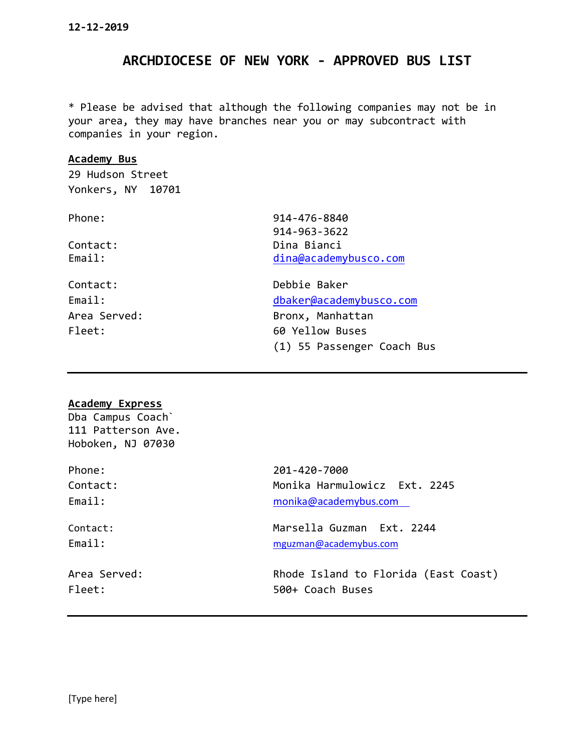12-12-2019

# ARCHDIOCESE OF NEW YORK - APPROVED BUS LIST

* Please be advised that although the following companies may not be in your area, they may have branches near you or may subcontract with companies in your region.

**Academy Bus**
29 Hudson Street
Yonkers, NY 10701

| | |
|---|---|
| Phone: | 914-476-8840<br>914-963-3622 |
| Contact: | Dina Bianci |
| Email: | dina@academybusco.com |
| Contact: | Debbie Baker |
| Email: | dbaker@academybusco.com |
| Area Served: | Bronx, Manhattan |
| Fleet: | 60 Yellow Buses<br>(1) 55 Passenger Coach Bus |

---

**Academy Express**
Dba Campus Coach`
111 Patterson Ave.
Hoboken, NJ 07030

| | |
|---|---|
| Phone: | 201-420-7000 |
| Contact: | Monika Harmulowicz Ext. 2245 |
| Email: | monika@academybus.com |
| Contact: | Marsella Guzman Ext. 2244 |
| Email: | mguzman@academybus.com |
| Area Served: | Rhode Island to Florida (East Coast) |
| Fleet: | 500+ Coach Buses |

---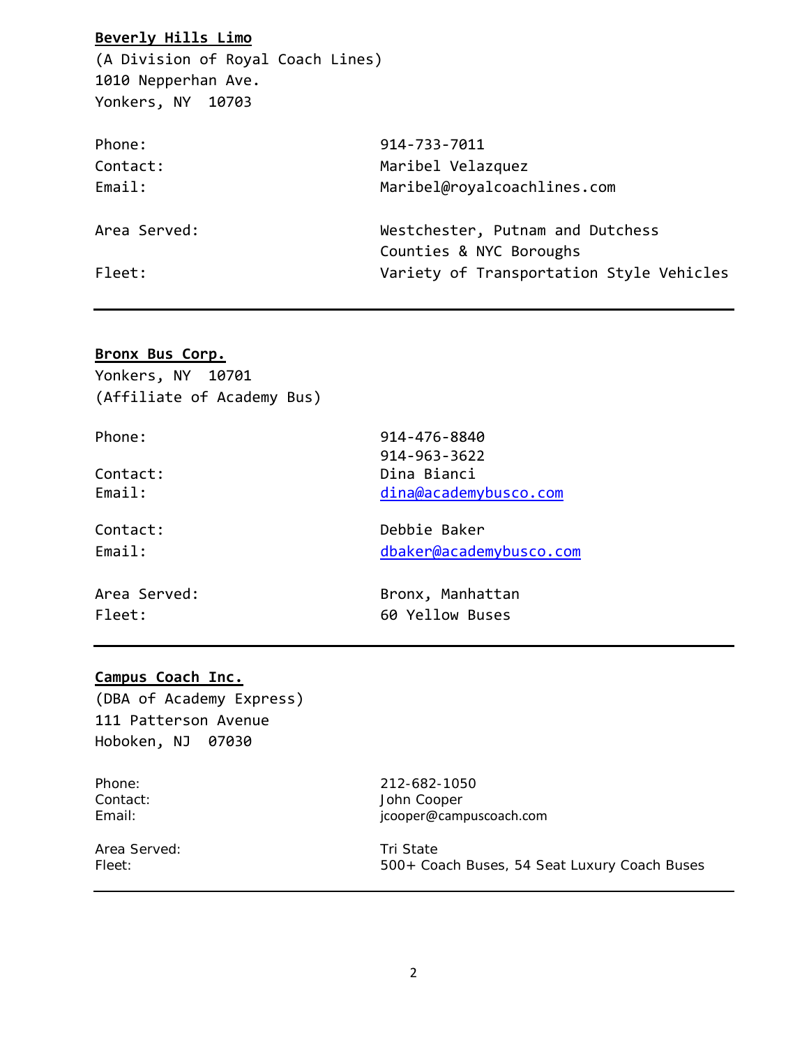**Beverly Hills Limo**
(A Division of Royal Coach Lines)
1010 Nepperhan Ave.
Yonkers, NY 10703

| | |
|---|---|
| Phone: | 914-733-7011 |
| Contact: | Maribel Velazquez |
| Email: | Maribel@royalcoachlines.com |
| Area Served: | Westchester, Putnam and Dutchess Counties & NYC Boroughs |
| Fleet: | Variety of Transportation Style Vehicles |

---

**Bronx Bus Corp.**
Yonkers, NY 10701
(Affiliate of Academy Bus)

| | |
|---|---|
| Phone: | 914-476-8840<br>914-963-3622 |
| Contact: | Dina Bianci |
| Email: | dina@academybusco.com |
| Contact: | Debbie Baker |
| Email: | dbaker@academybusco.com |
| Area Served: | Bronx, Manhattan |
| Fleet: | 60 Yellow Buses |

---

**Campus Coach Inc.**
(DBA of Academy Express)
111 Patterson Avenue
Hoboken, NJ 07030

| | |
|---|---|
| Phone: | 212-682-1050 |
| Contact: | John Cooper |
| Email: | jcooper@campuscoach.com |
| Area Served: | Tri State |
| Fleet: | 500+ Coach Buses, 54 Seat Luxury Coach Buses |

---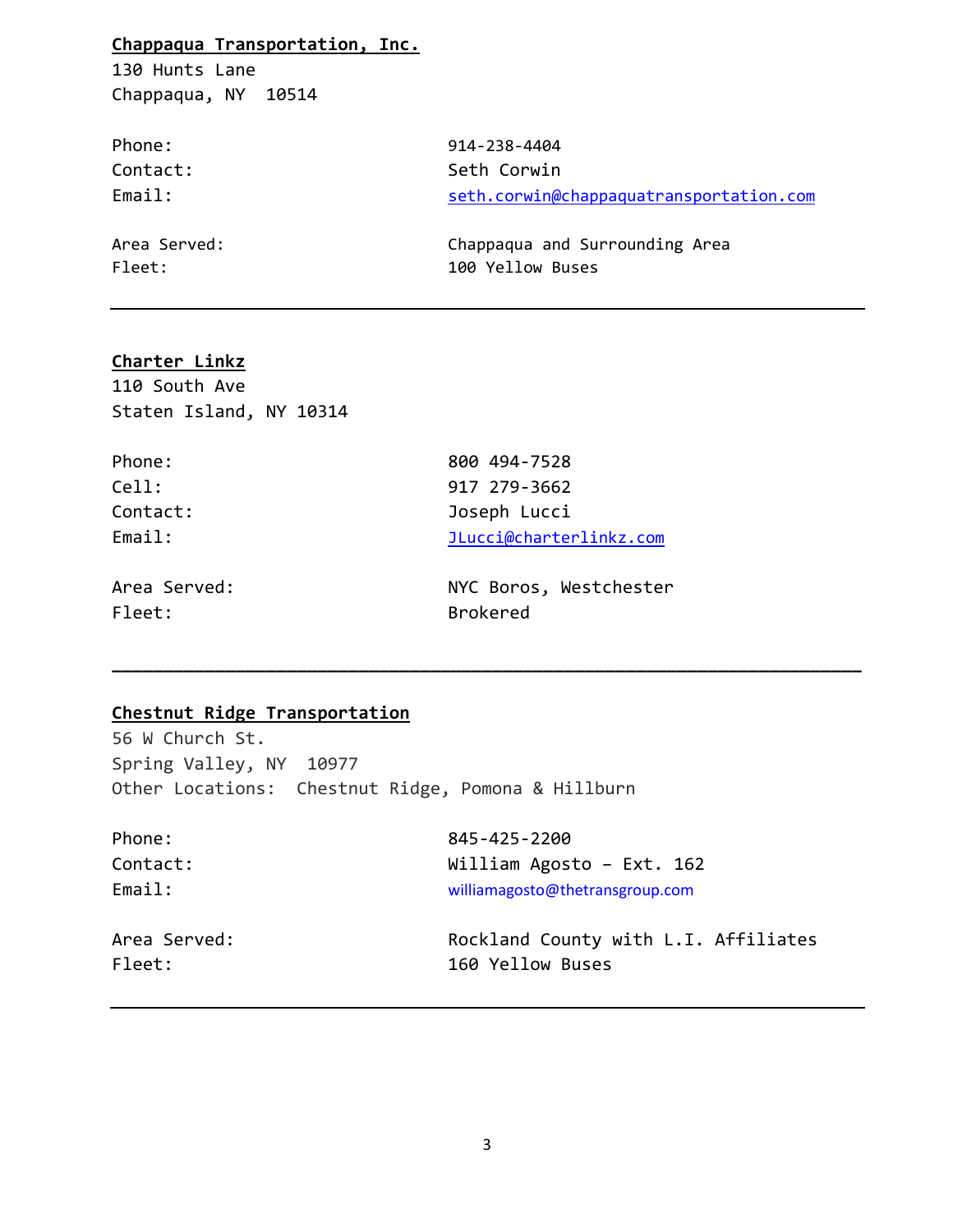**Chappaqua Transportation, Inc.**
130 Hunts Lane
Chappaqua, NY 10514

| | |
|---|---|
| Phone: | 914-238-4404 |
| Contact: | Seth Corwin |
| Email: | seth.corwin@chappaquatransportation.com |
| Area Served: | Chappaqua and Surrounding Area |
| Fleet: | 100 Yellow Buses |

---

**Charter Linkz**
110 South Ave
Staten Island, NY 10314

| | |
|---|---|
| Phone: | 800 494-7528 |
| Cell: | 917 279-3662 |
| Contact: | Joseph Lucci |
| Email: | JLucci@charterlinkz.com |
| Area Served: | NYC Boros, Westchester |
| Fleet: | Brokered |

---

**Chestnut Ridge Transportation**
56 W Church St.
Spring Valley, NY 10977
Other Locations: Chestnut Ridge, Pomona & Hillburn

| | |
|---|---|
| Phone: | 845-425-2200 |
| Contact: | William Agosto – Ext. 162 |
| Email: | williamagosto@thetransgroup.com |
| Area Served: | Rockland County with L.I. Affiliates |
| Fleet: | 160 Yellow Buses |

---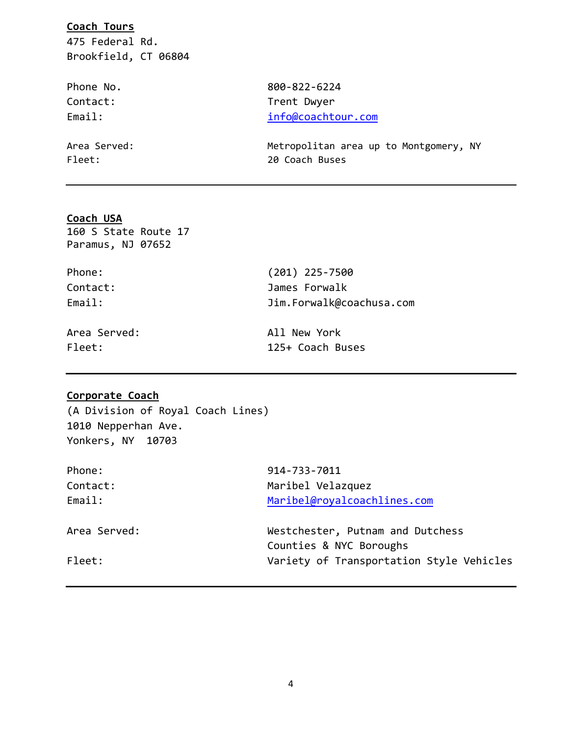**Coach Tours**
475 Federal Rd.
Brookfield, CT 06804

| | |
|---|---|
| Phone No. | 800-822-6224 |
| Contact: | Trent Dwyer |
| Email: | info@coachtour.com |
| Area Served: | Metropolitan area up to Montgomery, NY |
| Fleet: | 20 Coach Buses |

---

**Coach USA**
160 S State Route 17
Paramus, NJ 07652

| | |
|---|---|
| Phone: | (201) 225-7500 |
| Contact: | James Forwalk |
| Email: | Jim.Forwalk@coachusa.com |
| Area Served: | All New York |
| Fleet: | 125+ Coach Buses |

---

**Corporate Coach**
(A Division of Royal Coach Lines)
1010 Nepperhan Ave.
Yonkers, NY 10703

| | |
|---|---|
| Phone: | 914-733-7011 |
| Contact: | Maribel Velazquez |
| Email: | Maribel@royalcoachlines.com |
| Area Served: | Westchester, Putnam and Dutchess Counties & NYC Boroughs |
| Fleet: | Variety of Transportation Style Vehicles |

---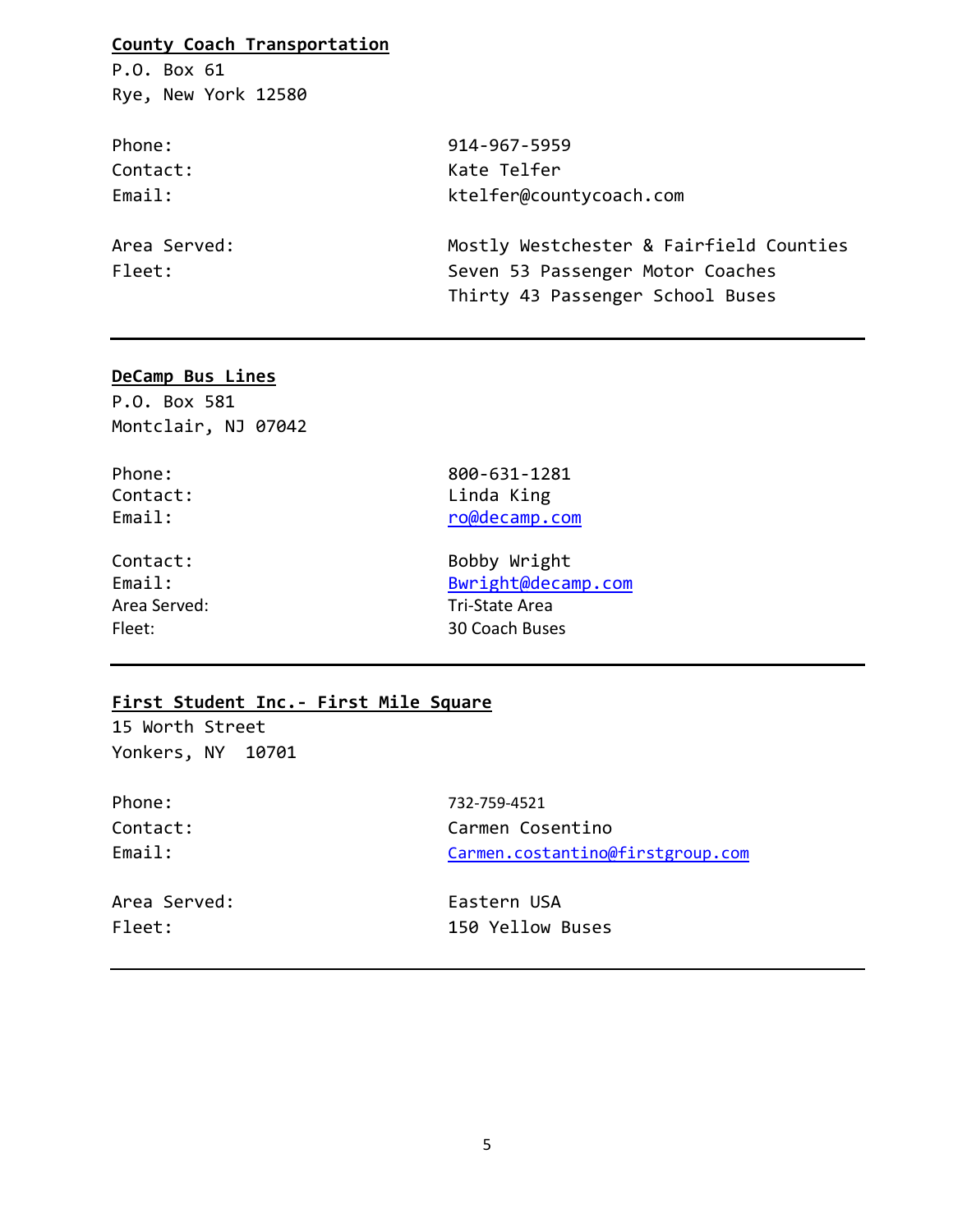**<u>County Coach Transportation</u>**
P.O. Box 61
Rye, New York 12580

| | |
|---|---|
| Phone: | 914-967-5959 |
| Contact: | Kate Telfer |
| Email: | ktelfer@countycoach.com |
| Area Served: | Mostly Westchester & Fairfield Counties |
| Fleet: | Seven 53 Passenger Motor Coaches<br>Thirty 43 Passenger School Buses |

---

**<u>DeCamp Bus Lines</u>**
P.O. Box 581
Montclair, NJ 07042

| | |
|---|---|
| Phone: | 800-631-1281 |
| Contact: | Linda King |
| Email: | ro@decamp.com |
| Contact: | Bobby Wright |
| Email: | Bwright@decamp.com |
| Area Served: | Tri-State Area |
| Fleet: | 30 Coach Buses |

---

**<u>First Student Inc.- First Mile Square</u>**
15 Worth Street
Yonkers, NY 10701

| | |
|---|---|
| Phone: | 732-759-4521 |
| Contact: | Carmen Cosentino |
| Email: | Carmen.costantino@firstgroup.com |
| Area Served: | Eastern USA |
| Fleet: | 150 Yellow Buses |

---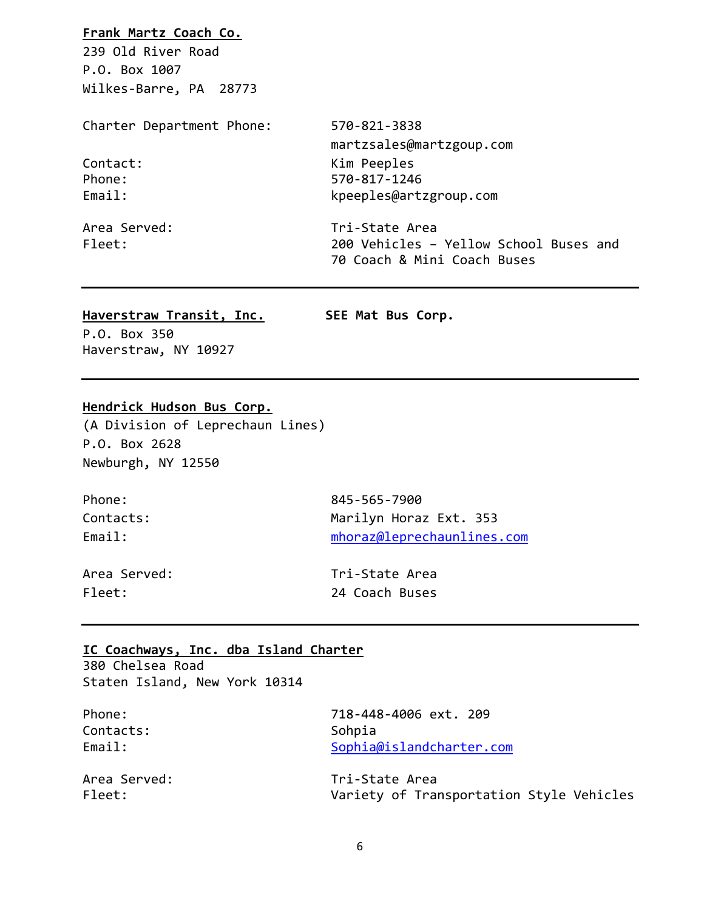**Frank Martz Coach Co.**
239 Old River Road
P.O. Box 1007
Wilkes-Barre, PA 28773

Charter Department Phone: 570-821-3838
martzsales@martzgoup.com

Contact: Kim Peeples
Phone: 570-817-1246
Email: kpeeples@artzgroup.com

Area Served: Tri-State Area
Fleet: 200 Vehicles – Yellow School Buses and 70 Coach & Mini Coach Buses

---

**Haverstraw Transit, Inc.** **SEE Mat Bus Corp.**
P.O. Box 350
Haverstraw, NY 10927

---

**Hendrick Hudson Bus Corp.**
(A Division of Leprechaun Lines)
P.O. Box 2628
Newburgh, NY 12550

Phone: 845-565-7900
Contacts: Marilyn Horaz Ext. 353
Email: mhoraz@leprechaunlines.com

Area Served: Tri-State Area
Fleet: 24 Coach Buses

---

**IC Coachways, Inc. dba Island Charter**
380 Chelsea Road
Staten Island, New York 10314

Phone: 718-448-4006 ext. 209
Contacts: Sohpia
Email: Sophia@islandcharter.com

Area Served: Tri-State Area
Fleet: Variety of Transportation Style Vehicles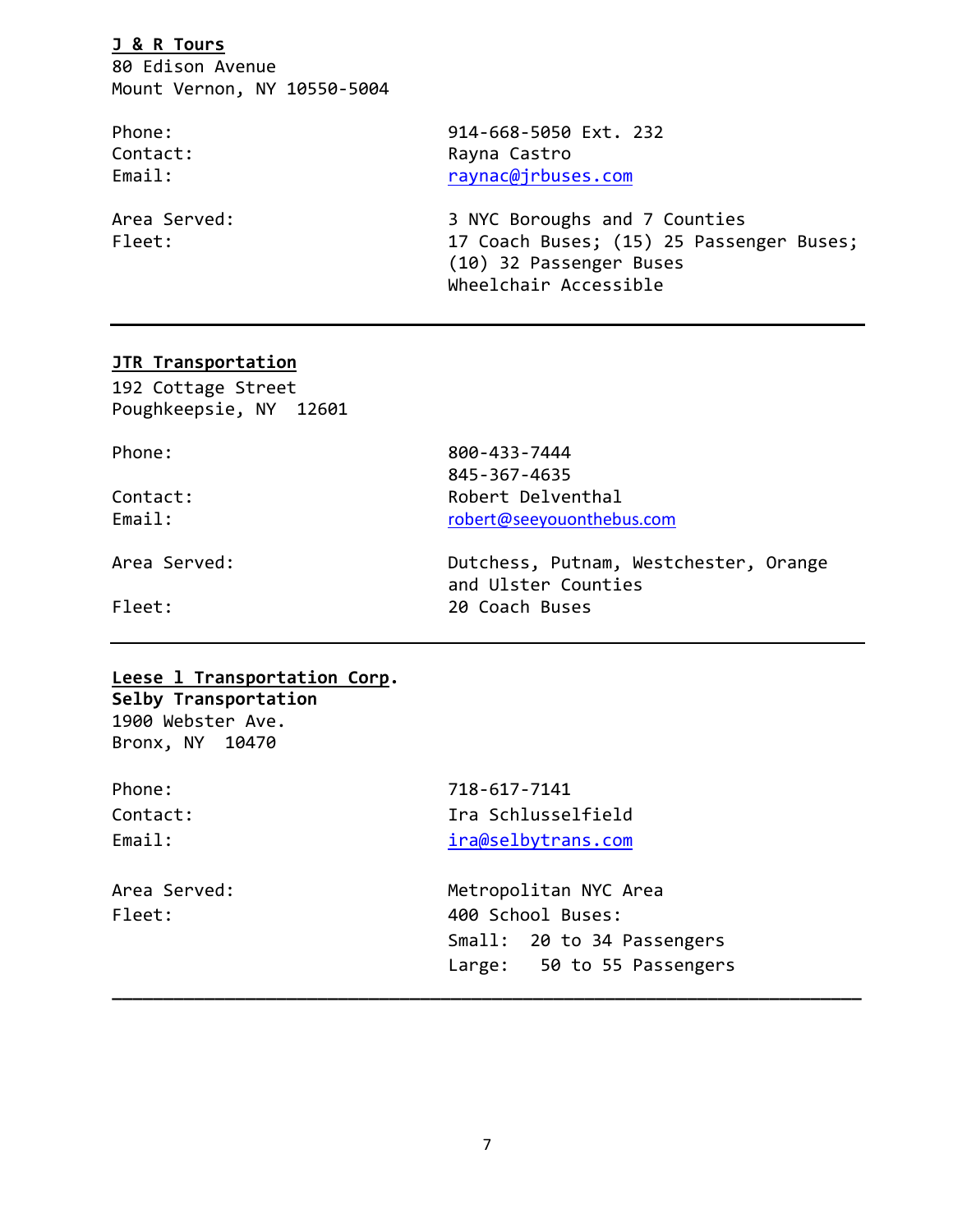**J & R Tours**
80 Edison Avenue
Mount Vernon, NY 10550-5004

| | |
|---|---|
| Phone: | 914-668-5050 Ext. 232 |
| Contact: | Rayna Castro |
| Email: | raynac@jrbuses.com |
| Area Served: | 3 NYC Boroughs and 7 Counties |
| Fleet: | 17 Coach Buses; (15) 25 Passenger Buses; (10) 32 Passenger Buses<br>Wheelchair Accessible |

---

**JTR Transportation**
192 Cottage Street
Poughkeepsie, NY 12601

| | |
|---|---|
| Phone: | 800-433-7444<br>845-367-4635 |
| Contact: | Robert Delventhal |
| Email: | robert@seeyouonthebus.com |
| Area Served: | Dutchess, Putnam, Westchester, Orange and Ulster Counties |
| Fleet: | 20 Coach Buses |

---

**Leese 1 Transportation Corp.**
**Selby Transportation**
1900 Webster Ave.
Bronx, NY 10470

| | |
|---|---|
| Phone: | 718-617-7141 |
| Contact: | Ira Schlusselfield |
| Email: | ira@selbytrans.com |
| Area Served: | Metropolitan NYC Area |
| Fleet: | 400 School Buses:<br>Small: 20 to 34 Passengers<br>Large: 50 to 55 Passengers |

---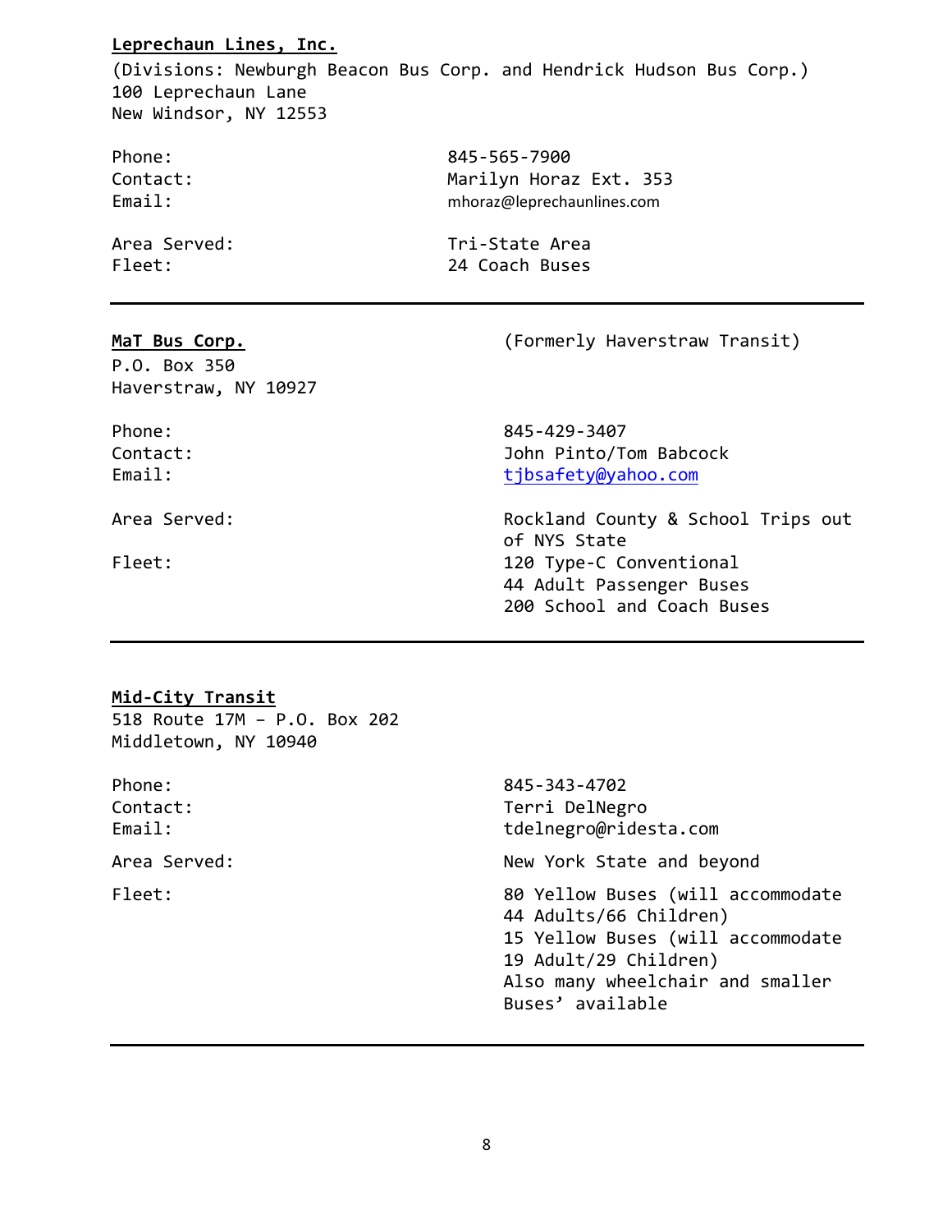**Leprechaun Lines, Inc.**

(Divisions: Newburgh Beacon Bus Corp. and Hendrick Hudson Bus Corp.)
100 Leprechaun Lane
New Windsor, NY 12553

Phone: 845-565-7900
Contact: Marilyn Horaz Ext. 353
Email: mhoraz@leprechaunlines.com

Area Served: Tri-State Area
Fleet: 24 Coach Buses

---

**MaT Bus Corp.** (Formerly Haverstraw Transit)

P.O. Box 350
Haverstraw, NY 10927

Phone: 845-429-3407
Contact: John Pinto/Tom Babcock
Email: tjbsafety@yahoo.com

Area Served: Rockland County & School Trips out of NYS State

Fleet:
120 Type-C Conventional
44 Adult Passenger Buses
200 School and Coach Buses

---

**Mid-City Transit**

518 Route 17M – P.O. Box 202
Middletown, NY 10940

Phone: 845-343-4702
Contact: Terri DelNegro
Email: tdelnegro@ridesta.com

Area Served: New York State and beyond

Fleet:
80 Yellow Buses (will accommodate 44 Adults/66 Children)
15 Yellow Buses (will accommodate 19 Adult/29 Children)
Also many wheelchair and smaller Buses' available

---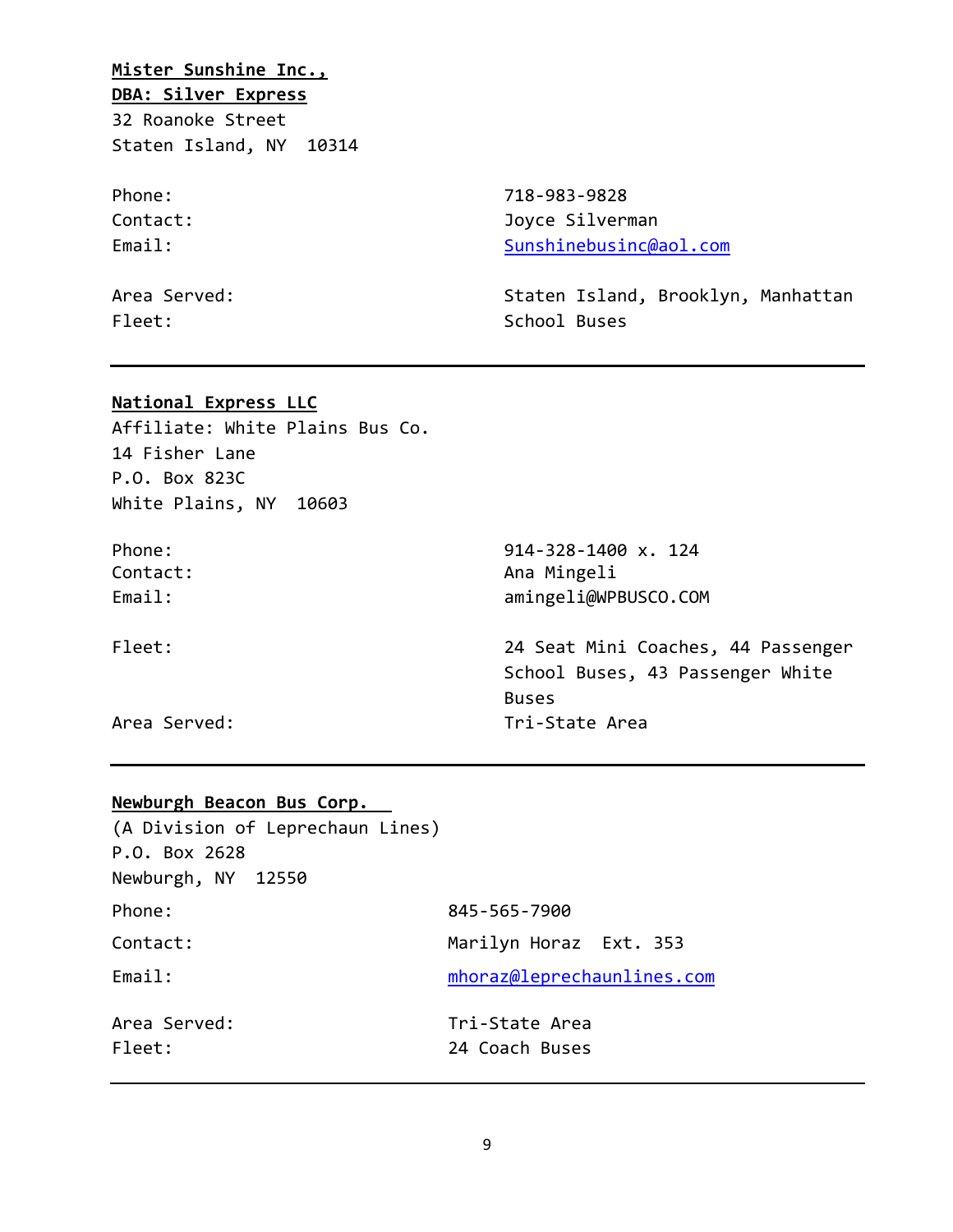**Mister Sunshine Inc.,**
**DBA: Silver Express**
32 Roanoke Street
Staten Island, NY 10314

| | |
|---|---|
| Phone: | 718-983-9828 |
| Contact: | Joyce Silverman |
| Email: | Sunshinebusinc@aol.com |
| Area Served: | Staten Island, Brooklyn, Manhattan |
| Fleet: | School Buses |

---

**National Express LLC**
Affiliate: White Plains Bus Co.
14 Fisher Lane
P.O. Box 823C
White Plains, NY 10603

| | |
|---|---|
| Phone: | 914-328-1400 x. 124 |
| Contact: | Ana Mingeli |
| Email: | amingeli@WPBUSCO.COM |
| Fleet: | 24 Seat Mini Coaches, 44 Passenger School Buses, 43 Passenger White Buses |
| Area Served: | Tri-State Area |

---

**Newburgh Beacon Bus Corp.**
(A Division of Leprechaun Lines)
P.O. Box 2628
Newburgh, NY 12550

| | |
|---|---|
| Phone: | 845-565-7900 |
| Contact: | Marilyn Horaz Ext. 353 |
| Email: | mhoraz@leprechaunlines.com |
| Area Served: | Tri-State Area |
| Fleet: | 24 Coach Buses |

---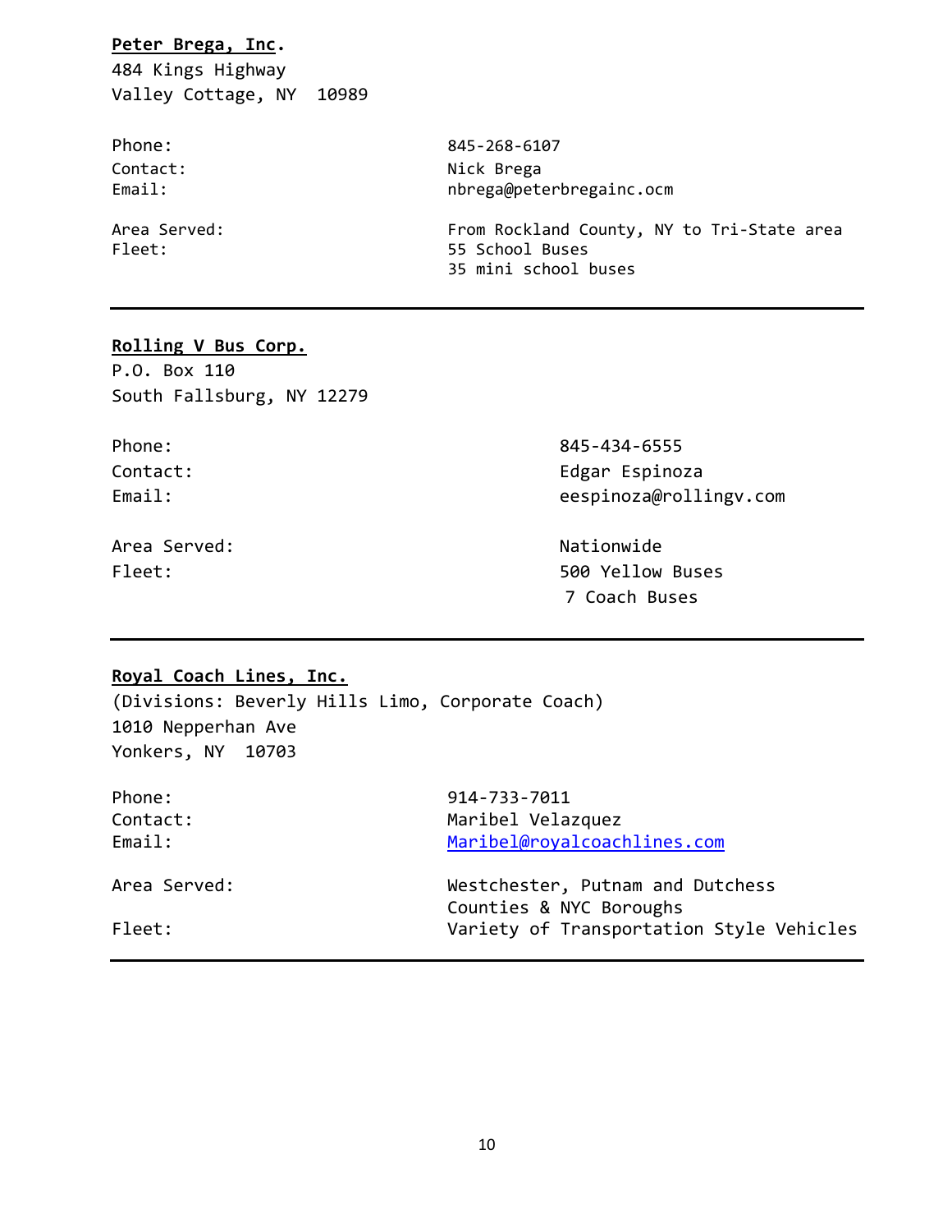**Peter Brega, Inc.**
484 Kings Highway
Valley Cottage, NY 10989

| | |
|---|---|
| Phone: | 845-268-6107 |
| Contact: | Nick Brega |
| Email: | nbrega@peterbregainc.ocm |
| Area Served: | From Rockland County, NY to Tri-State area |
| Fleet: | 55 School Buses<br>35 mini school buses |

---

**Rolling V Bus Corp.**
P.O. Box 110
South Fallsburg, NY 12279

| | |
|---|---|
| Phone: | 845-434-6555 |
| Contact: | Edgar Espinoza |
| Email: | eespinoza@rollingv.com |
| Area Served: | Nationwide |
| Fleet: | 500 Yellow Buses<br>7 Coach Buses |

---

**Royal Coach Lines, Inc.**
(Divisions: Beverly Hills Limo, Corporate Coach)
1010 Nepperhan Ave
Yonkers, NY 10703

| | |
|---|---|
| Phone: | 914-733-7011 |
| Contact: | Maribel Velazquez |
| Email: | Maribel@royalcoachlines.com |
| Area Served: | Westchester, Putnam and Dutchess Counties & NYC Boroughs |
| Fleet: | Variety of Transportation Style Vehicles |

---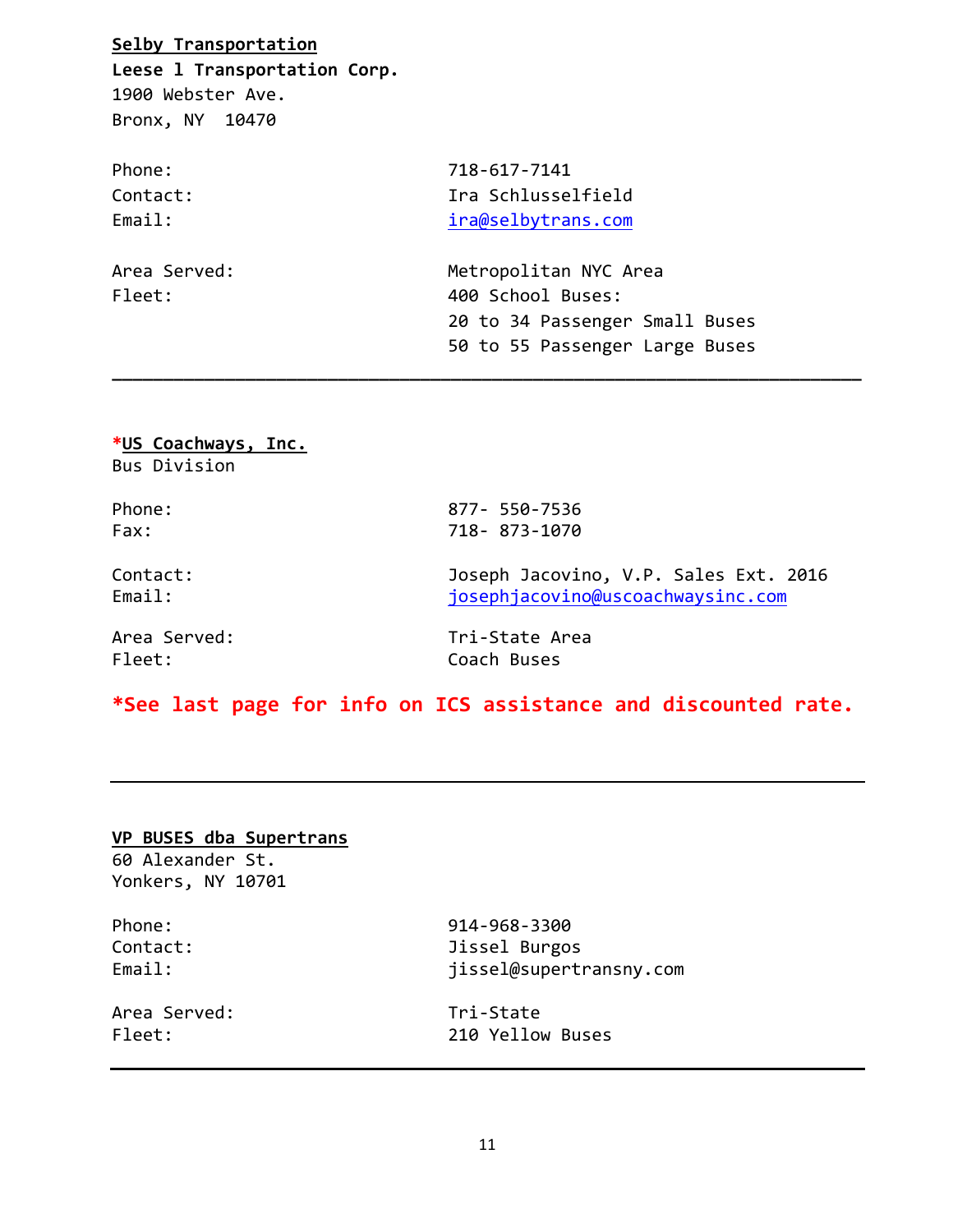**<u>Selby Transportation</u>**
**Leese l Transportation Corp.**
1900 Webster Ave.
Bronx, NY 10470

| | |
|---|---|
| Phone: | 718-617-7141 |
| Contact: | Ira Schlusselfield |
| Email: | ira@selbytrans.com |
| Area Served: | Metropolitan NYC Area |
| Fleet: | 400 School Buses: 20 to 34 Passenger Small Buses 50 to 55 Passenger Large Buses |

---

**\*<u>US Coachways, Inc.</u>**
Bus Division

| | |
|---|---|
| Phone: | 877- 550-7536 |
| Fax: | 718- 873-1070 |
| Contact: | Joseph Jacovino, V.P. Sales Ext. 2016 |
| Email: | josephjacovino@uscoachwaysinc.com |
| Area Served: | Tri-State Area |
| Fleet: | Coach Buses |

**\*See last page for info on ICS assistance and discounted rate.**

---

**<u>VP BUSES dba Supertrans</u>**
60 Alexander St.
Yonkers, NY 10701

| | |
|---|---|
| Phone: | 914-968-3300 |
| Contact: | Jissel Burgos |
| Email: | jissel@supertransny.com |
| Area Served: | Tri-State |
| Fleet: | 210 Yellow Buses |

---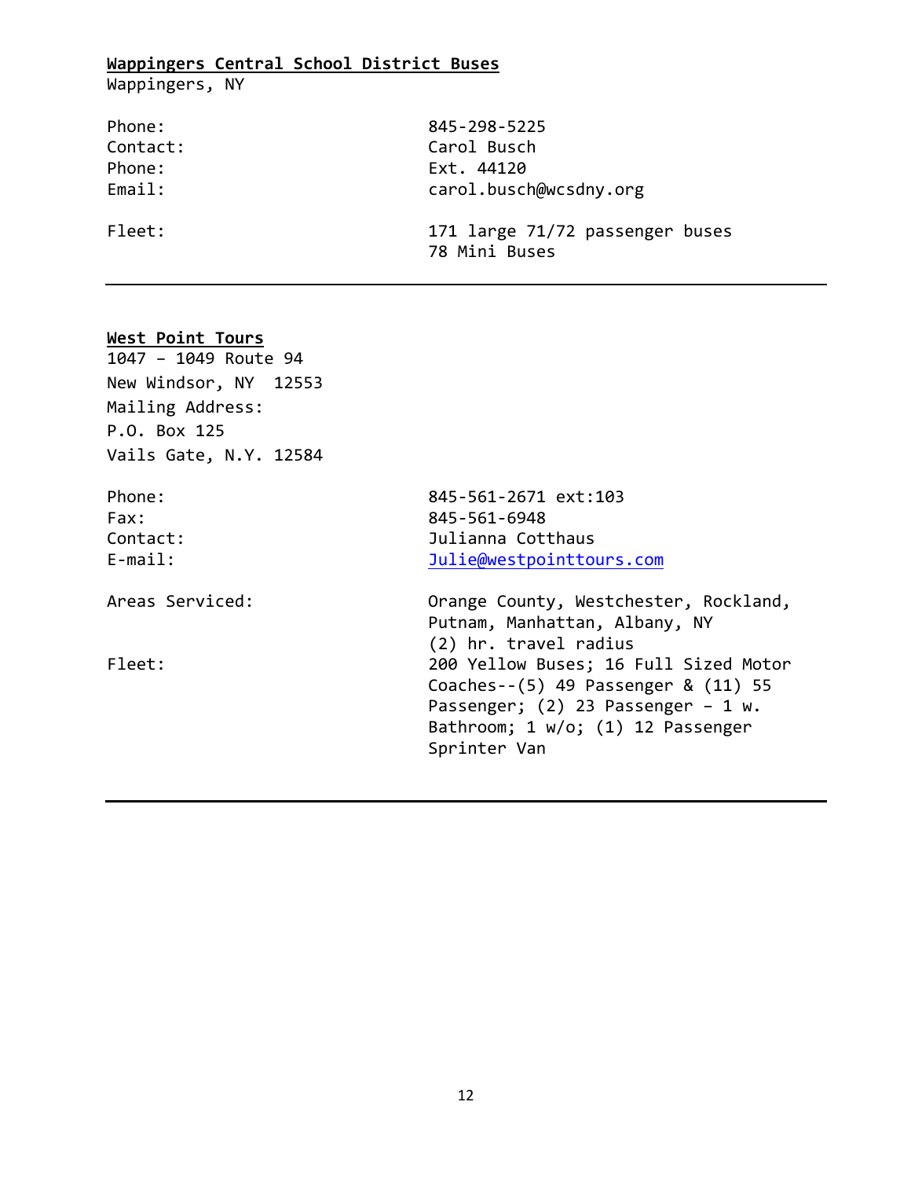**Wappingers Central School District Buses**
Wappingers, NY

| | |
|---|---|
| Phone: | 845-298-5225 |
| Contact: | Carol Busch |
| Phone: | Ext. 44120 |
| Email: | carol.busch@wcsdny.org |
| Fleet: | 171 large 71/72 passenger buses<br>78 Mini Buses |

---

**West Point Tours**
1047 – 1049 Route 94
New Windsor, NY 12553
Mailing Address:
P.O. Box 125
Vails Gate, N.Y. 12584

| | |
|---|---|
| Phone: | 845-561-2671 ext:103 |
| Fax: | 845-561-6948 |
| Contact: | Julianna Cotthaus |
| E-mail: | Julie@westpointtours.com |
| Areas Serviced: | Orange County, Westchester, Rockland, Putnam, Manhattan, Albany, NY<br>(2) hr. travel radius |
| Fleet: | 200 Yellow Buses; 16 Full Sized Motor Coaches--(5) 49 Passenger & (11) 55 Passenger; (2) 23 Passenger – 1 w. Bathroom; 1 w/o; (1) 12 Passenger Sprinter Van |

---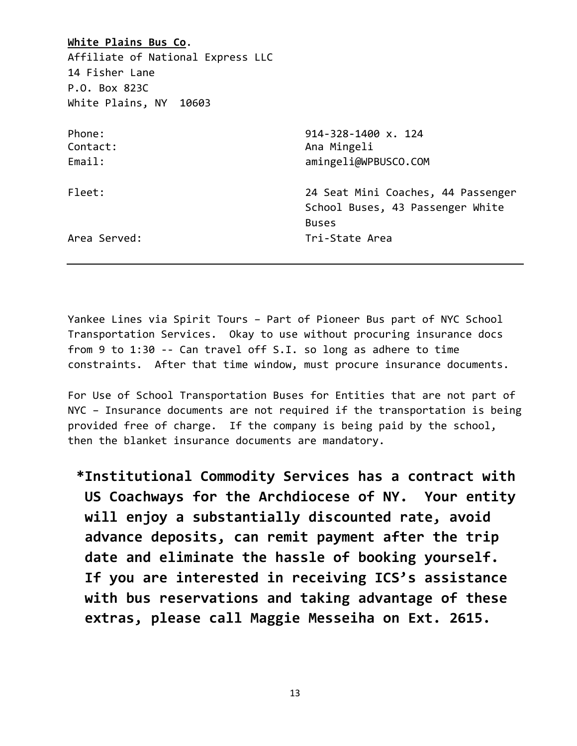**White Plains Bus Co.**
Affiliate of National Express LLC
14 Fisher Lane
P.O. Box 823C
White Plains, NY 10603

| | |
|---|---|
| Phone: | 914-328-1400 x. 124 |
| Contact: | Ana Mingeli |
| Email: | amingeli@WPBUSCO.COM |
| Fleet: | 24 Seat Mini Coaches, 44 Passenger School Buses, 43 Passenger White Buses |
| Area Served: | Tri-State Area |

---

Yankee Lines via Spirit Tours – Part of Pioneer Bus part of NYC School Transportation Services. Okay to use without procuring insurance docs from 9 to 1:30 -- Can travel off S.I. so long as adhere to time constraints. After that time window, must procure insurance documents.

For Use of School Transportation Buses for Entities that are not part of NYC – Insurance documents are not required if the transportation is being provided free of charge. If the company is being paid by the school, then the blanket insurance documents are mandatory.

**\*Institutional Commodity Services has a contract with US Coachways for the Archdiocese of NY. Your entity will enjoy a substantially discounted rate, avoid advance deposits, can remit payment after the trip date and eliminate the hassle of booking yourself. If you are interested in receiving ICS's assistance with bus reservations and taking advantage of these extras, please call Maggie Messeiha on Ext. 2615.**